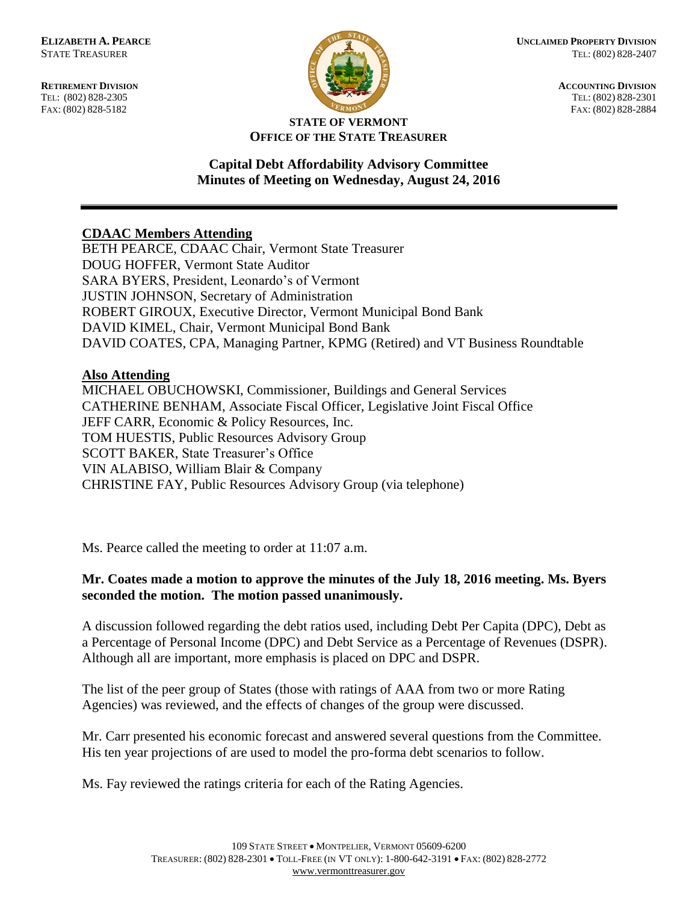**ELIZABETH A. PEARCE**
STATE TREASURER

**RETIREMENT DIVISION**
TEL: (802) 828-2305
FAX: (802) 828-5182

**UNCLAIMED PROPERTY DIVISION**
TEL: (802) 828-2407

**ACCOUNTING DIVISION**
TEL: (802) 828-2301
FAX: (802) 828-2884

**STATE OF VERMONT**
**OFFICE OF THE STATE TREASURER**

## Capital Debt Affordability Advisory Committee
## Minutes of Meeting on Wednesday, August 24, 2016

---

**CDAAC Members Attending**

BETH PEARCE, CDAAC Chair, Vermont State Treasurer
DOUG HOFFER, Vermont State Auditor
SARA BYERS, President, Leonardo's of Vermont
JUSTIN JOHNSON, Secretary of Administration
ROBERT GIROUX, Executive Director, Vermont Municipal Bond Bank
DAVID KIMEL, Chair, Vermont Municipal Bond Bank
DAVID COATES, CPA, Managing Partner, KPMG (Retired) and VT Business Roundtable

**Also Attending**

MICHAEL OBUCHOWSKI, Commissioner, Buildings and General Services
CATHERINE BENHAM, Associate Fiscal Officer, Legislative Joint Fiscal Office
JEFF CARR, Economic & Policy Resources, Inc.
TOM HUESTIS, Public Resources Advisory Group
SCOTT BAKER, State Treasurer's Office
VIN ALABISO, William Blair & Company
CHRISTINE FAY, Public Resources Advisory Group (via telephone)

Ms. Pearce called the meeting to order at 11:07 a.m.

**Mr. Coates made a motion to approve the minutes of the July 18, 2016 meeting. Ms. Byers seconded the motion. The motion passed unanimously.**

A discussion followed regarding the debt ratios used, including Debt Per Capita (DPC), Debt as a Percentage of Personal Income (DPC) and Debt Service as a Percentage of Revenues (DSPR). Although all are important, more emphasis is placed on DPC and DSPR.

The list of the peer group of States (those with ratings of AAA from two or more Rating Agencies) was reviewed, and the effects of changes of the group were discussed.

Mr. Carr presented his economic forecast and answered several questions from the Committee. His ten year projections of are used to model the pro-forma debt scenarios to follow.

Ms. Fay reviewed the ratings criteria for each of the Rating Agencies.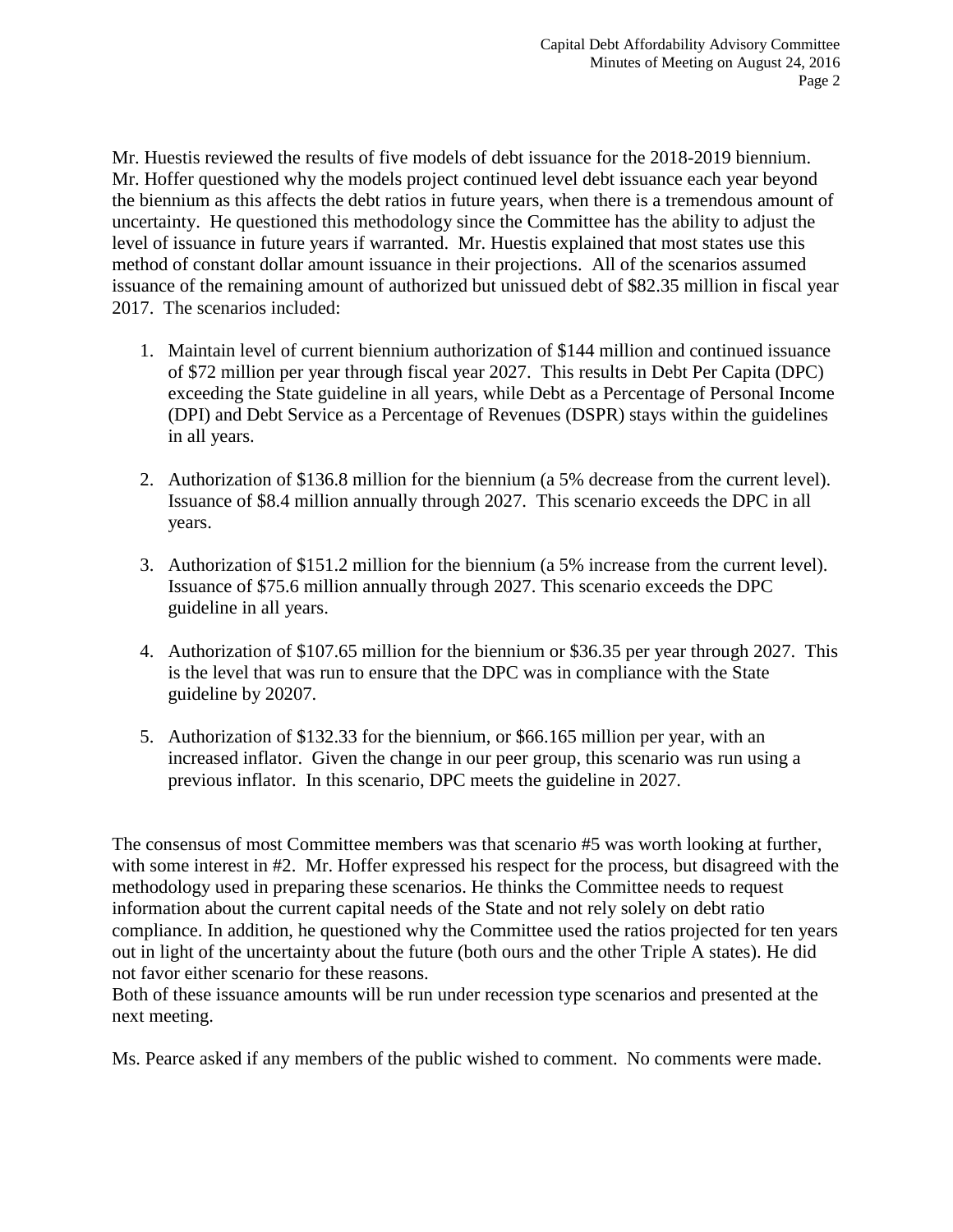Mr. Huestis reviewed the results of five models of debt issuance for the 2018-2019 biennium. Mr. Hoffer questioned why the models project continued level debt issuance each year beyond the biennium as this affects the debt ratios in future years, when there is a tremendous amount of uncertainty. He questioned this methodology since the Committee has the ability to adjust the level of issuance in future years if warranted. Mr. Huestis explained that most states use this method of constant dollar amount issuance in their projections. All of the scenarios assumed issuance of the remaining amount of authorized but unissued debt of $82.35 million in fiscal year 2017. The scenarios included:

1. Maintain level of current biennium authorization of $144 million and continued issuance of $72 million per year through fiscal year 2027. This results in Debt Per Capita (DPC) exceeding the State guideline in all years, while Debt as a Percentage of Personal Income (DPI) and Debt Service as a Percentage of Revenues (DSPR) stays within the guidelines in all years.

2. Authorization of $136.8 million for the biennium (a 5% decrease from the current level). Issuance of $8.4 million annually through 2027. This scenario exceeds the DPC in all years.

3. Authorization of $151.2 million for the biennium (a 5% increase from the current level). Issuance of $75.6 million annually through 2027. This scenario exceeds the DPC guideline in all years.

4. Authorization of $107.65 million for the biennium or $36.35 per year through 2027. This is the level that was run to ensure that the DPC was in compliance with the State guideline by 20207.

5. Authorization of $132.33 for the biennium, or $66.165 million per year, with an increased inflator. Given the change in our peer group, this scenario was run using a previous inflator. In this scenario, DPC meets the guideline in 2027.

The consensus of most Committee members was that scenario #5 was worth looking at further, with some interest in #2. Mr. Hoffer expressed his respect for the process, but disagreed with the methodology used in preparing these scenarios. He thinks the Committee needs to request information about the current capital needs of the State and not rely solely on debt ratio compliance. In addition, he questioned why the Committee used the ratios projected for ten years out in light of the uncertainty about the future (both ours and the other Triple A states). He did not favor either scenario for these reasons.
Both of these issuance amounts will be run under recession type scenarios and presented at the next meeting.

Ms. Pearce asked if any members of the public wished to comment. No comments were made.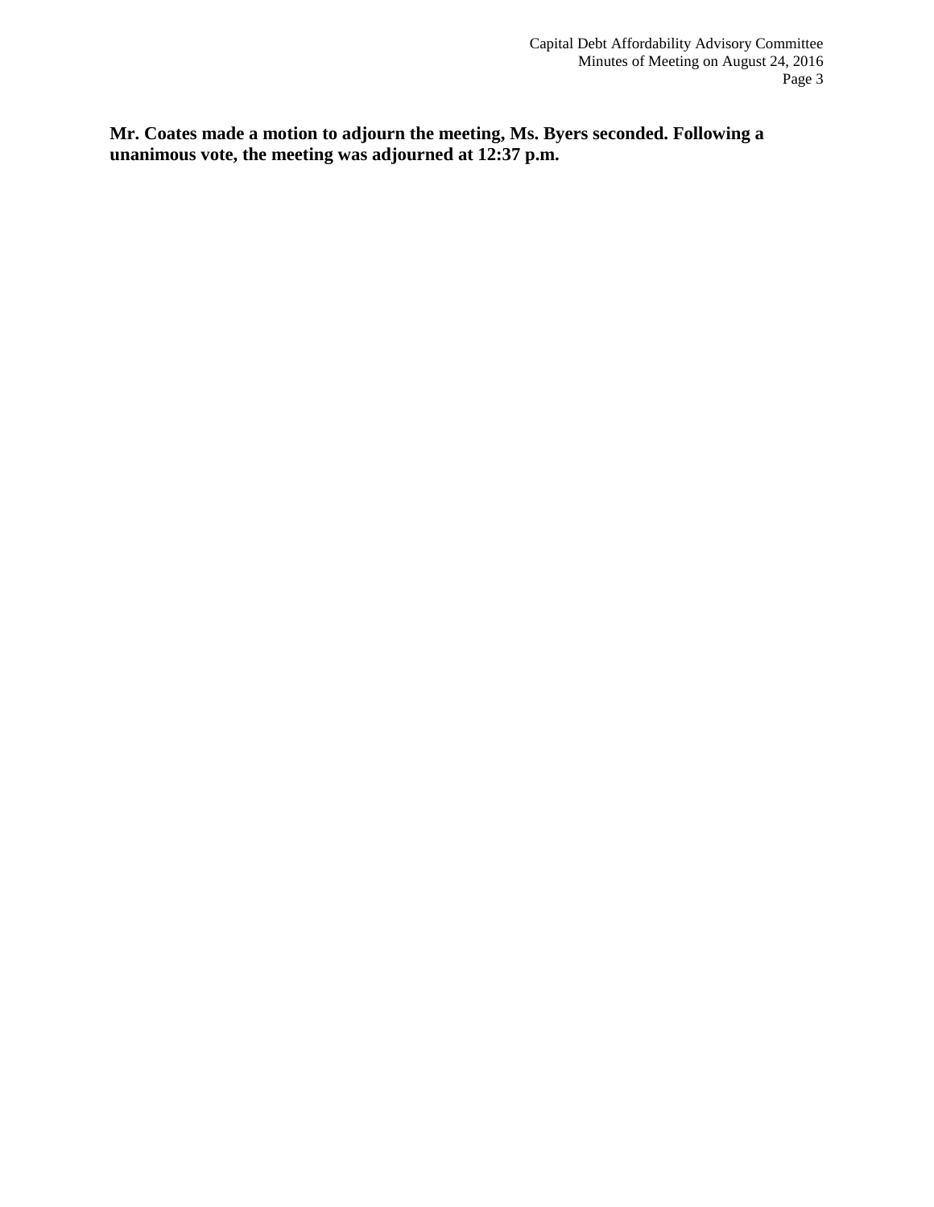**Mr. Coates made a motion to adjourn the meeting, Ms. Byers seconded. Following a unanimous vote, the meeting was adjourned at 12:37 p.m.**